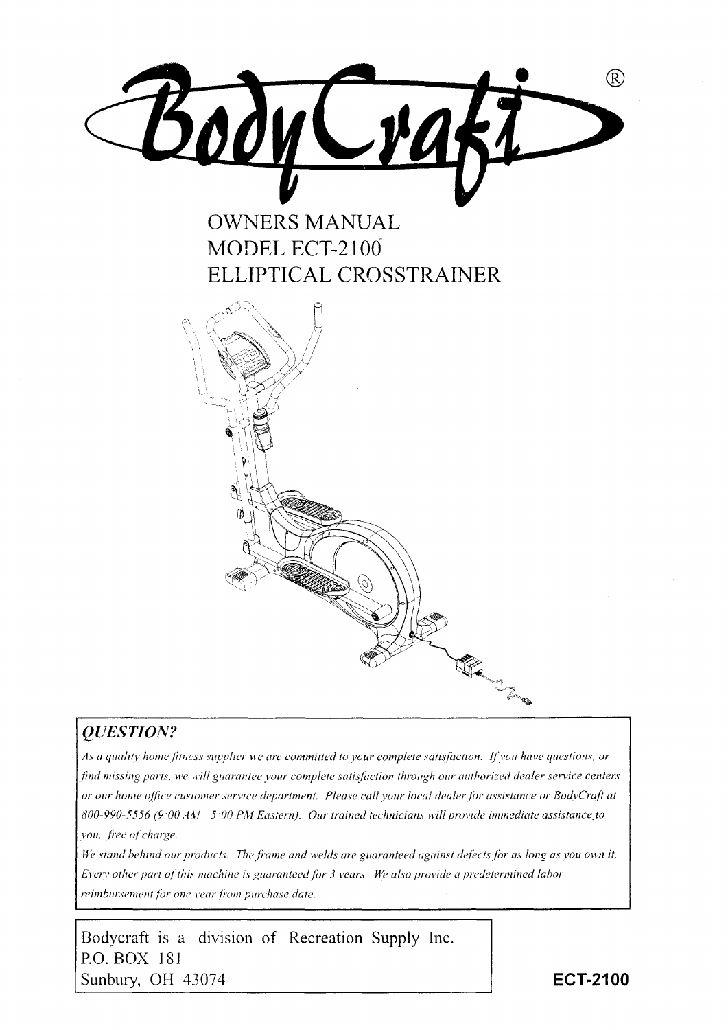# BodyCraft®

## OWNERS MANUAL
## MODEL ECT-2100
## ELLIPTICAL CROSSTRAINER

### *QUESTION?*

*As a quality home fitness supplier we are committed to your complete satisfaction. If you have questions, or find missing parts, we will guarantee your complete satisfaction through our authorized dealer service centers or our home office customer service department. Please call your local dealer for assistance or BodyCraft at 800-990-5556 (9:00 AM - 5:00 PM Eastern). Our trained technicians will provide immediate assistance to you, free of charge.*

*We stand behind our products. The frame and welds are guaranteed against defects for as long as you own it. Every other part of this machine is guaranteed for 3 years. We also provide a predetermined labor reimbursement for one year from purchase date.*

Bodycraft is a division of Recreation Supply Inc.
P.O. BOX 181
Sunbury, OH 43074

**ECT-2100**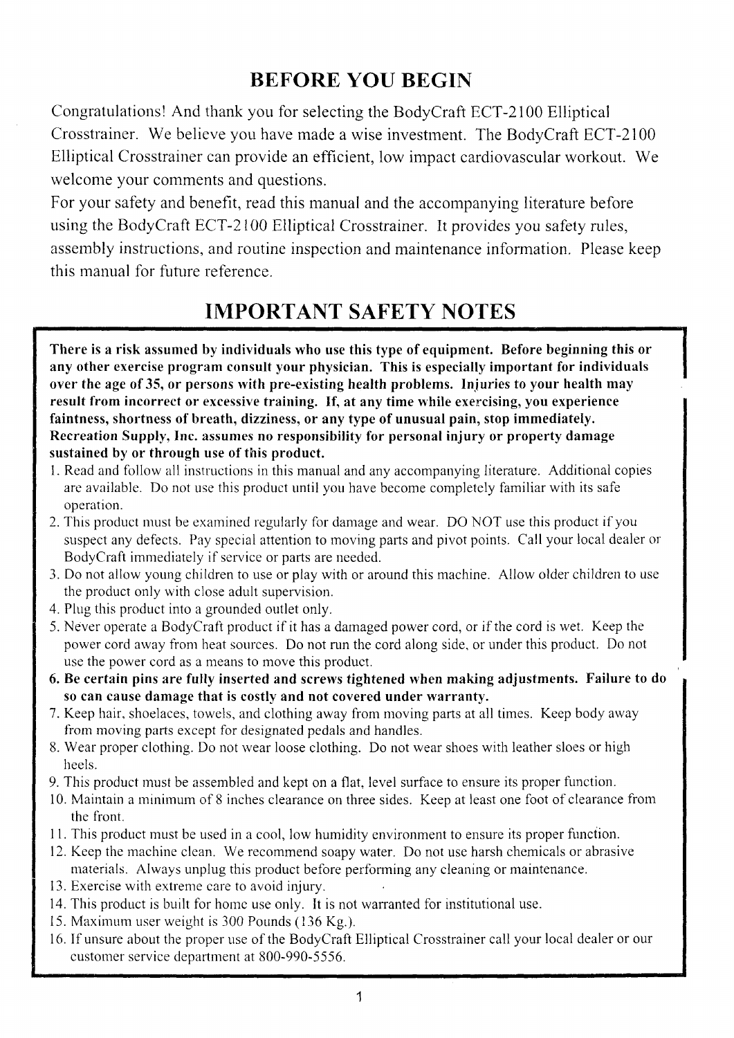## BEFORE YOU BEGIN

Congratulations! And thank you for selecting the BodyCraft ECT-2100 Elliptical Crosstrainer. We believe you have made a wise investment. The BodyCraft ECT-2100 Elliptical Crosstrainer can provide an efficient, low impact cardiovascular workout. We welcome your comments and questions.

For your safety and benefit, read this manual and the accompanying literature before using the BodyCraft ECT-2100 Elliptical Crosstrainer. It provides you safety rules, assembly instructions, and routine inspection and maintenance information. Please keep this manual for future reference.

## IMPORTANT SAFETY NOTES

**There is a risk assumed by individuals who use this type of equipment. Before beginning this or any other exercise program consult your physician. This is especially important for individuals over the age of 35, or persons with pre-existing health problems. Injuries to your health may result from incorrect or excessive training. If, at any time while exercising, you experience faintness, shortness of breath, dizziness, or any type of unusual pain, stop immediately. Recreation Supply, Inc. assumes no responsibility for personal injury or property damage sustained by or through use of this product.**

1. Read and follow all instructions in this manual and any accompanying literature. Additional copies are available. Do not use this product until you have become completely familiar with its safe operation.
2. This product must be examined regularly for damage and wear. DO NOT use this product if you suspect any defects. Pay special attention to moving parts and pivot points. Call your local dealer or BodyCraft immediately if service or parts are needed.
3. Do not allow young children to use or play with or around this machine. Allow older children to use the product only with close adult supervision.
4. Plug this product into a grounded outlet only.
5. Never operate a BodyCraft product if it has a damaged power cord, or if the cord is wet. Keep the power cord away from heat sources. Do not run the cord along side, or under this product. Do not use the power cord as a means to move this product.
6. **Be certain pins are fully inserted and screws tightened when making adjustments. Failure to do so can cause damage that is costly and not covered under warranty.**
7. Keep hair, shoelaces, towels, and clothing away from moving parts at all times. Keep body away from moving parts except for designated pedals and handles.
8. Wear proper clothing. Do not wear loose clothing. Do not wear shoes with leather sloes or high heels.
9. This product must be assembled and kept on a flat, level surface to ensure its proper function.
10. Maintain a minimum of 8 inches clearance on three sides. Keep at least one foot of clearance from the front.
11. This product must be used in a cool, low humidity environment to ensure its proper function.
12. Keep the machine clean. We recommend soapy water. Do not use harsh chemicals or abrasive materials. Always unplug this product before performing any cleaning or maintenance.
13. Exercise with extreme care to avoid injury.
14. This product is built for home use only. It is not warranted for institutional use.
15. Maximum user weight is 300 Pounds (136 Kg.).
16. If unsure about the proper use of the BodyCraft Elliptical Crosstrainer call your local dealer or our customer service department at 800-990-5556.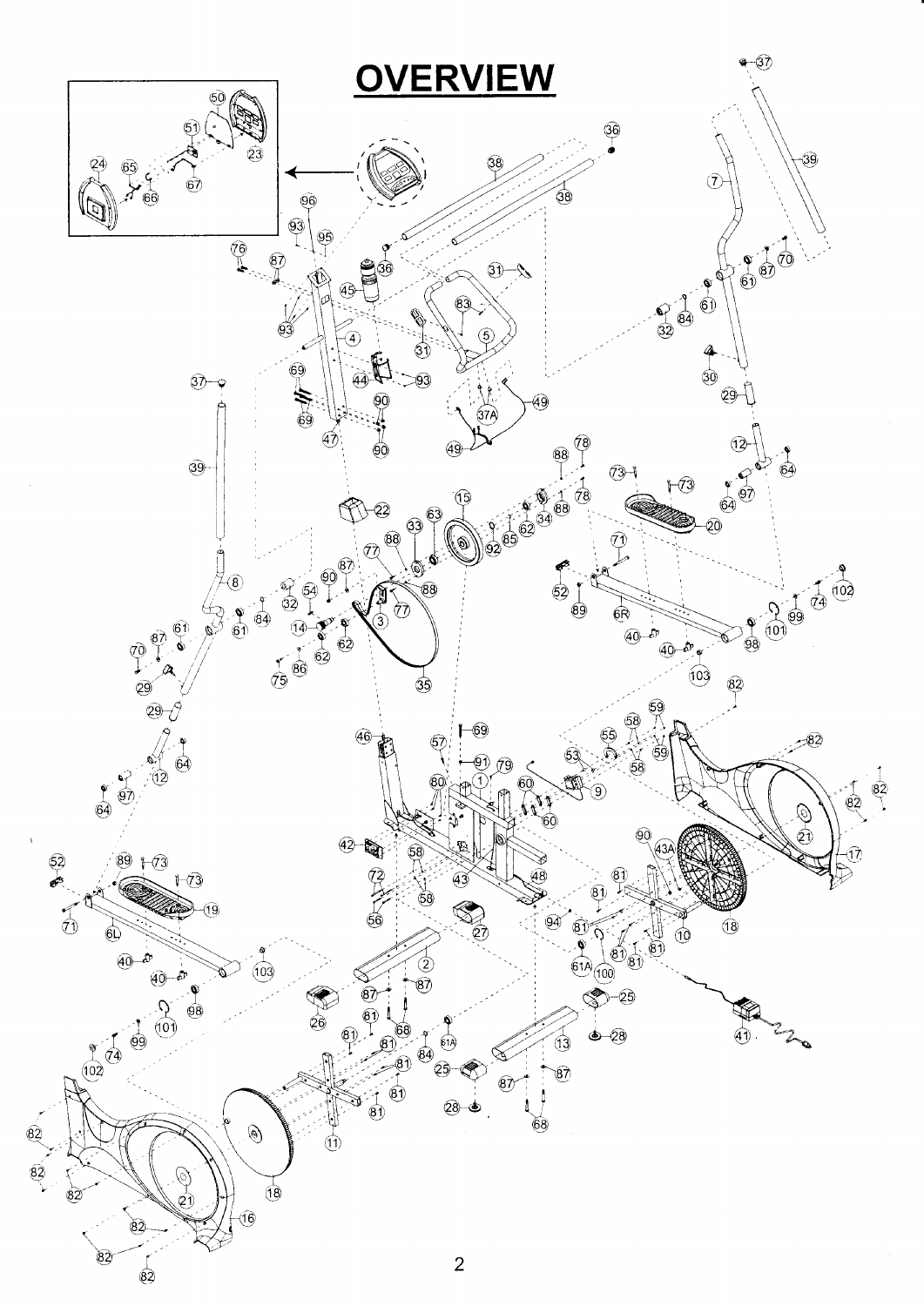# OVERVIEW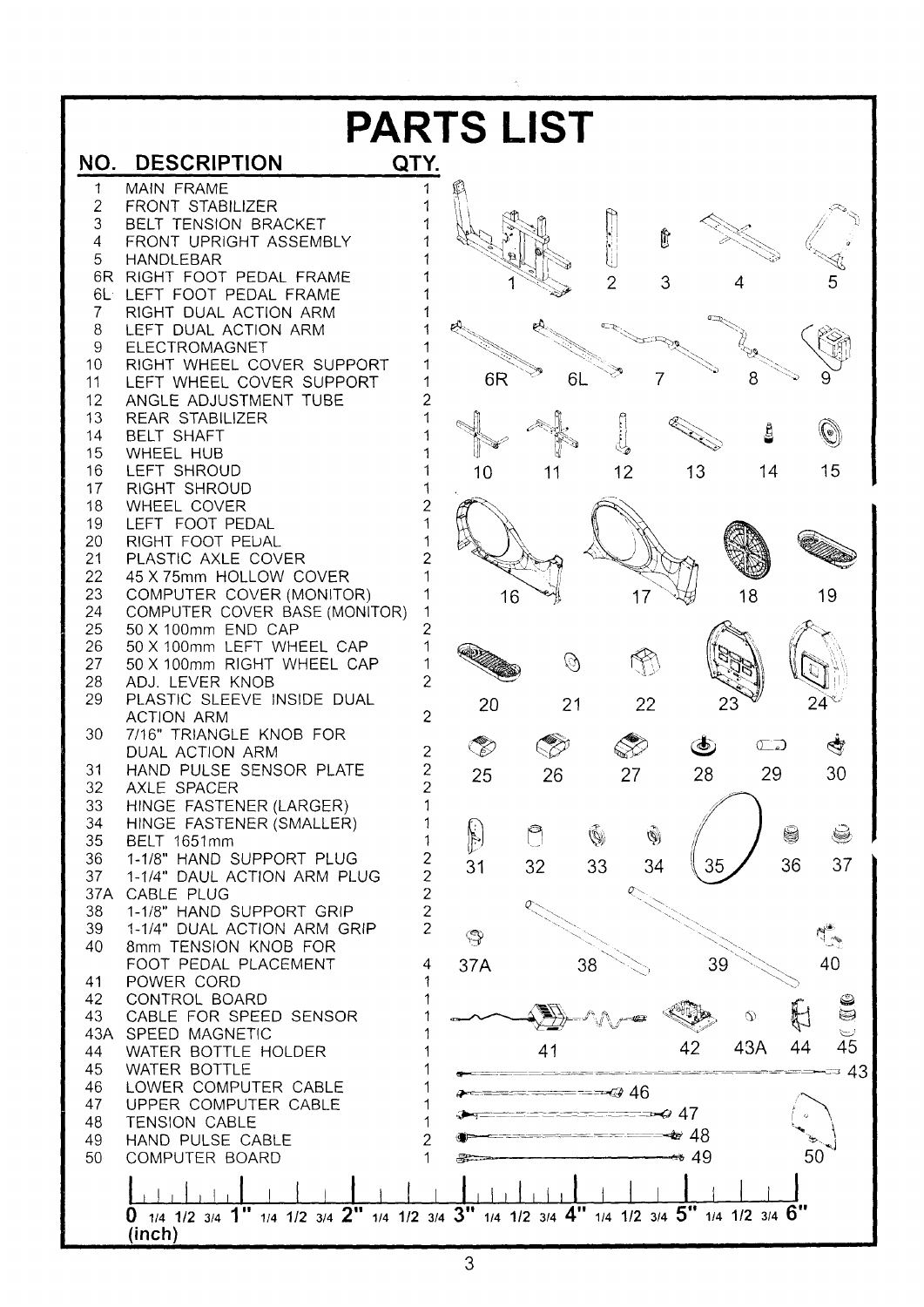# PARTS LIST

| NO. | DESCRIPTION | QTY. |
|---|---|---|
| 1 | MAIN FRAME | 1 |
| 2 | FRONT STABILIZER | 1 |
| 3 | BELT TENSION BRACKET | 1 |
| 4 | FRONT UPRIGHT ASSEMBLY | 1 |
| 5 | HANDLEBAR | 1 |
| 6R | RIGHT FOOT PEDAL FRAME | 1 |
| 6L | LEFT FOOT PEDAL FRAME | 1 |
| 7 | RIGHT DUAL ACTION ARM | 1 |
| 8 | LEFT DUAL ACTION ARM | 1 |
| 9 | ELECTROMAGNET | 1 |
| 10 | RIGHT WHEEL COVER SUPPORT | 1 |
| 11 | LEFT WHEEL COVER SUPPORT | 1 |
| 12 | ANGLE ADJUSTMENT TUBE | 2 |
| 13 | REAR STABILIZER | 1 |
| 14 | BELT SHAFT | 1 |
| 15 | WHEEL HUB | 1 |
| 16 | LEFT SHROUD | 1 |
| 17 | RIGHT SHROUD | 1 |
| 18 | WHEEL COVER | 2 |
| 19 | LEFT FOOT PEDAL | 1 |
| 20 | RIGHT FOOT PEDAL | 1 |
| 21 | PLASTIC AXLE COVER | 2 |
| 22 | 45 X 75mm HOLLOW COVER | 1 |
| 23 | COMPUTER COVER (MONITOR) | 1 |
| 24 | COMPUTER COVER BASE (MONITOR) | 1 |
| 25 | 50 X 100mm END CAP | 2 |
| 26 | 50 X 100mm LEFT WHEEL CAP | 1 |
| 27 | 50 X 100mm RIGHT WHEEL CAP | 1 |
| 28 | ADJ. LEVER KNOB | 2 |
| 29 | PLASTIC SLEEVE INSIDE DUAL ACTION ARM | 2 |
| 30 | 7/16" TRIANGLE KNOB FOR DUAL ACTION ARM | 2 |
| 31 | HAND PULSE SENSOR PLATE | 2 |
| 32 | AXLE SPACER | 2 |
| 33 | HINGE FASTENER (LARGER) | 1 |
| 34 | HINGE FASTENER (SMALLER) | 1 |
| 35 | BELT 1651mm | 1 |
| 36 | 1-1/8" HAND SUPPORT PLUG | 2 |
| 37 | 1-1/4" DAUL ACTION ARM PLUG | 2 |
| 37A | CABLE PLUG | 2 |
| 38 | 1-1/8" HAND SUPPORT GRIP | 2 |
| 39 | 1-1/4" DUAL ACTION ARM GRIP | 2 |
| 40 | 8mm TENSION KNOB FOR FOOT PEDAL PLACEMENT | 4 |
| 41 | POWER CORD | 1 |
| 42 | CONTROL BOARD | 1 |
| 43 | CABLE FOR SPEED SENSOR | 1 |
| 43A | SPEED MAGNETIC | 1 |
| 44 | WATER BOTTLE HOLDER | 1 |
| 45 | WATER BOTTLE | 1 |
| 46 | LOWER COMPUTER CABLE | 1 |
| 47 | UPPER COMPUTER CABLE | 1 |
| 48 | TENSION CABLE | 1 |
| 49 | HAND PULSE CABLE | 2 |
| 50 | COMPUTER BOARD | 1 |

0 1/4 1/2 3/4 1" 1/4 1/2 3/4 2" 1/4 1/2 3/4 3" 1/4 1/2 3/4 4" 1/4 1/2 3/4 5" 1/4 1/2 3/4 6"
(inch)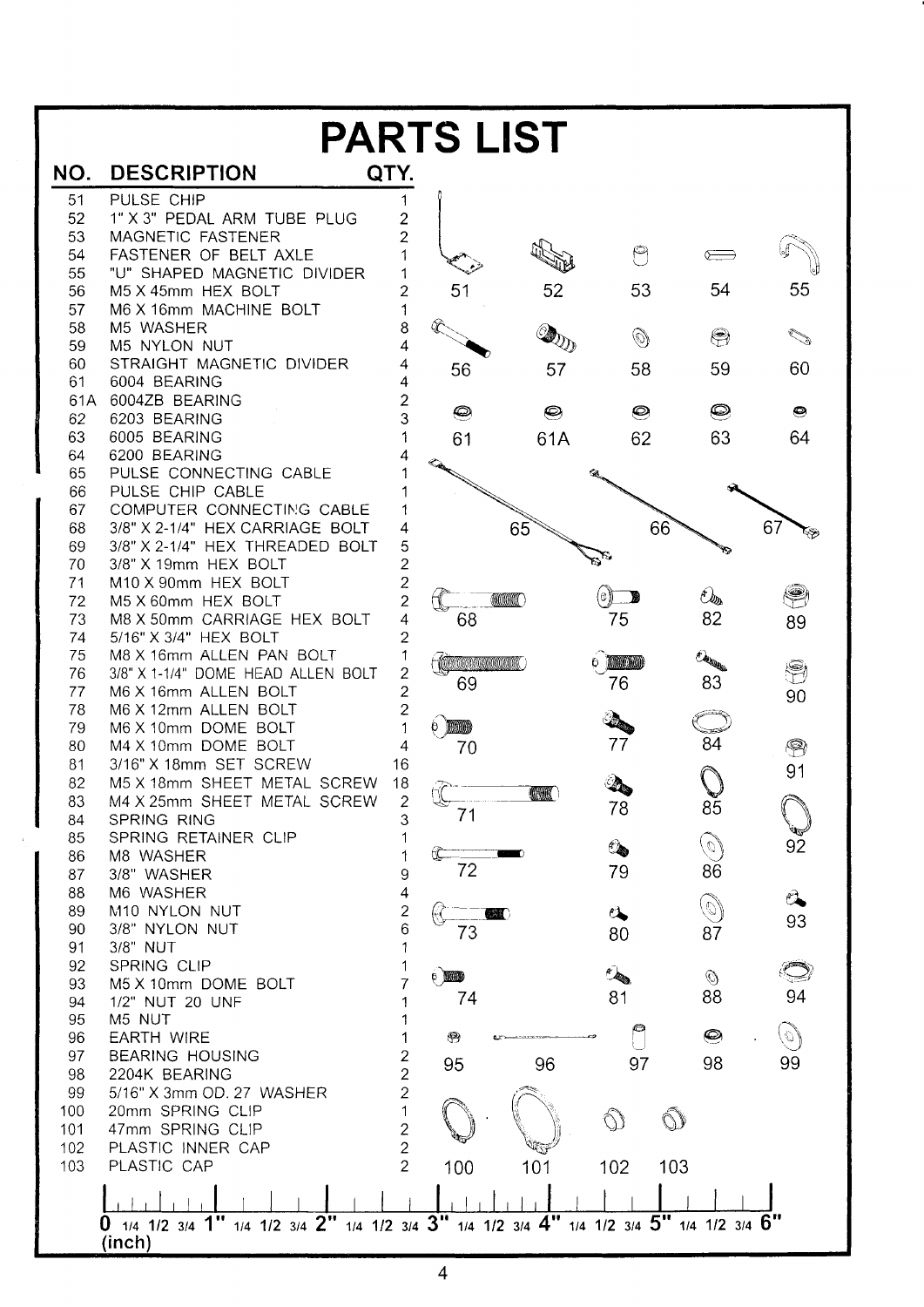# PARTS LIST

| NO. | DESCRIPTION | QTY. |
|---|---|---|
| 51 | PULSE CHIP | 1 |
| 52 | 1" X 3" PEDAL ARM TUBE PLUG | 2 |
| 53 | MAGNETIC FASTENER | 2 |
| 54 | FASTENER OF BELT AXLE | 1 |
| 55 | "U" SHAPED MAGNETIC DIVIDER | 1 |
| 56 | M5 X 45mm HEX BOLT | 2 |
| 57 | M6 X 16mm MACHINE BOLT | 1 |
| 58 | M5 WASHER | 8 |
| 59 | M5 NYLON NUT | 4 |
| 60 | STRAIGHT MAGNETIC DIVIDER | 4 |
| 61 | 6004 BEARING | 4 |
| 61A | 6004ZB BEARING | 2 |
| 62 | 6203 BEARING | 3 |
| 63 | 6005 BEARING | 1 |
| 64 | 6200 BEARING | 4 |
| 65 | PULSE CONNECTING CABLE | 1 |
| 66 | PULSE CHIP CABLE | 1 |
| 67 | COMPUTER CONNECTING CABLE | 1 |
| 68 | 3/8" X 2-1/4" HEX CARRIAGE BOLT | 4 |
| 69 | 3/8" X 2-1/4" HEX THREADED BOLT | 5 |
| 70 | 3/8" X 19mm HEX BOLT | 2 |
| 71 | M10 X 90mm HEX BOLT | 2 |
| 72 | M5 X 60mm HEX BOLT | 2 |
| 73 | M8 X 50mm CARRIAGE HEX BOLT | 4 |
| 74 | 5/16" X 3/4" HEX BOLT | 2 |
| 75 | M8 X 16mm ALLEN PAN BOLT | 1 |
| 76 | 3/8" X 1-1/4" DOME HEAD ALLEN BOLT | 2 |
| 77 | M6 X 16mm ALLEN BOLT | 2 |
| 78 | M6 X 12mm ALLEN BOLT | 2 |
| 79 | M6 X 10mm DOME BOLT | 1 |
| 80 | M4 X 10mm DOME BOLT | 4 |
| 81 | 3/16" X 18mm SET SCREW | 16 |
| 82 | M5 X 18mm SHEET METAL SCREW | 18 |
| 83 | M4 X 25mm SHEET METAL SCREW | 2 |
| 84 | SPRING RING | 3 |
| 85 | SPRING RETAINER CLIP | 1 |
| 86 | M8 WASHER | 1 |
| 87 | 3/8" WASHER | 9 |
| 88 | M6 WASHER | 4 |
| 89 | M10 NYLON NUT | 2 |
| 90 | 3/8" NYLON NUT | 6 |
| 91 | 3/8" NUT | 1 |
| 92 | SPRING CLIP | 1 |
| 93 | M5 X 10mm DOME BOLT | 7 |
| 94 | 1/2" NUT 20 UNF | 1 |
| 95 | M5 NUT | 1 |
| 96 | EARTH WIRE | 1 |
| 97 | BEARING HOUSING | 2 |
| 98 | 2204K BEARING | 2 |
| 99 | 5/16" X 3mm OD. 27 WASHER | 2 |
| 100 | 20mm SPRING CLIP | 1 |
| 101 | 47mm SPRING CLIP | 2 |
| 102 | PLASTIC INNER CAP | 2 |
| 103 | PLASTIC CAP | 2 |

0 1/4 1/2 3/4 1" 1/4 1/2 3/4 2" 1/4 1/2 3/4 3" 1/4 1/2 3/4 4" 1/4 1/2 3/4 5" 1/4 1/2 3/4 6"
(inch)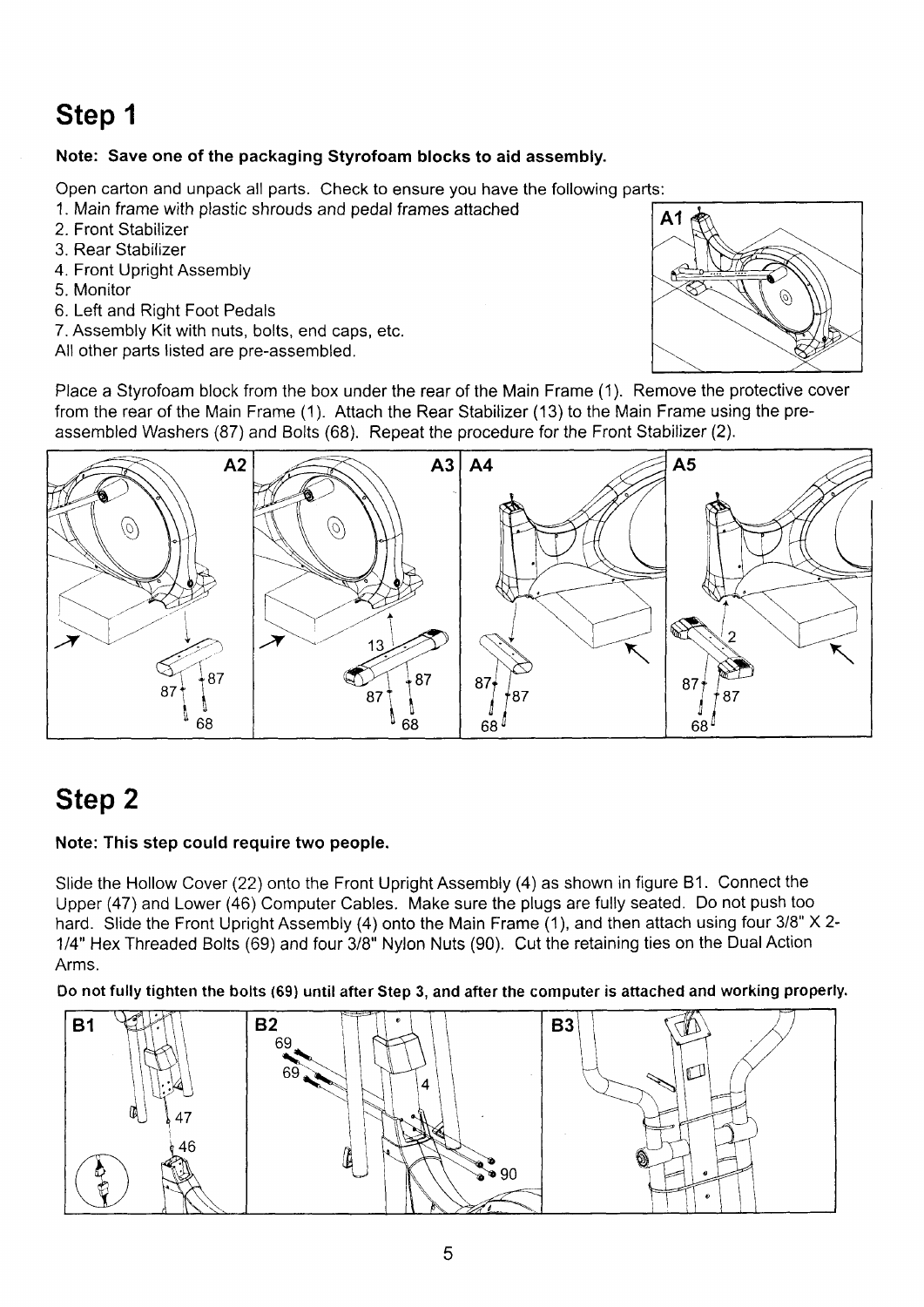# Step 1

**Note: Save one of the packaging Styrofoam blocks to aid assembly.**

Open carton and unpack all parts. Check to ensure you have the following parts:

1. Main frame with plastic shrouds and pedal frames attached
2. Front Stabilizer
3. Rear Stabilizer
4. Front Upright Assembly
5. Monitor
6. Left and Right Foot Pedals
7. Assembly Kit with nuts, bolts, end caps, etc.

All other parts listed are pre-assembled.

Place a Styrofoam block from the box under the rear of the Main Frame (1). Remove the protective cover from the rear of the Main Frame (1). Attach the Rear Stabilizer (13) to the Main Frame using the pre-assembled Washers (87) and Bolts (68). Repeat the procedure for the Front Stabilizer (2).

# Step 2

**Note: This step could require two people.**

Slide the Hollow Cover (22) onto the Front Upright Assembly (4) as shown in figure B1. Connect the Upper (47) and Lower (46) Computer Cables. Make sure the plugs are fully seated. Do not push too hard. Slide the Front Upright Assembly (4) onto the Main Frame (1), and then attach using four 3/8" X 2-1/4" Hex Threaded Bolts (69) and four 3/8" Nylon Nuts (90). Cut the retaining ties on the Dual Action Arms.

**Do not fully tighten the bolts (69) until after Step 3, and after the computer is attached and working properly.**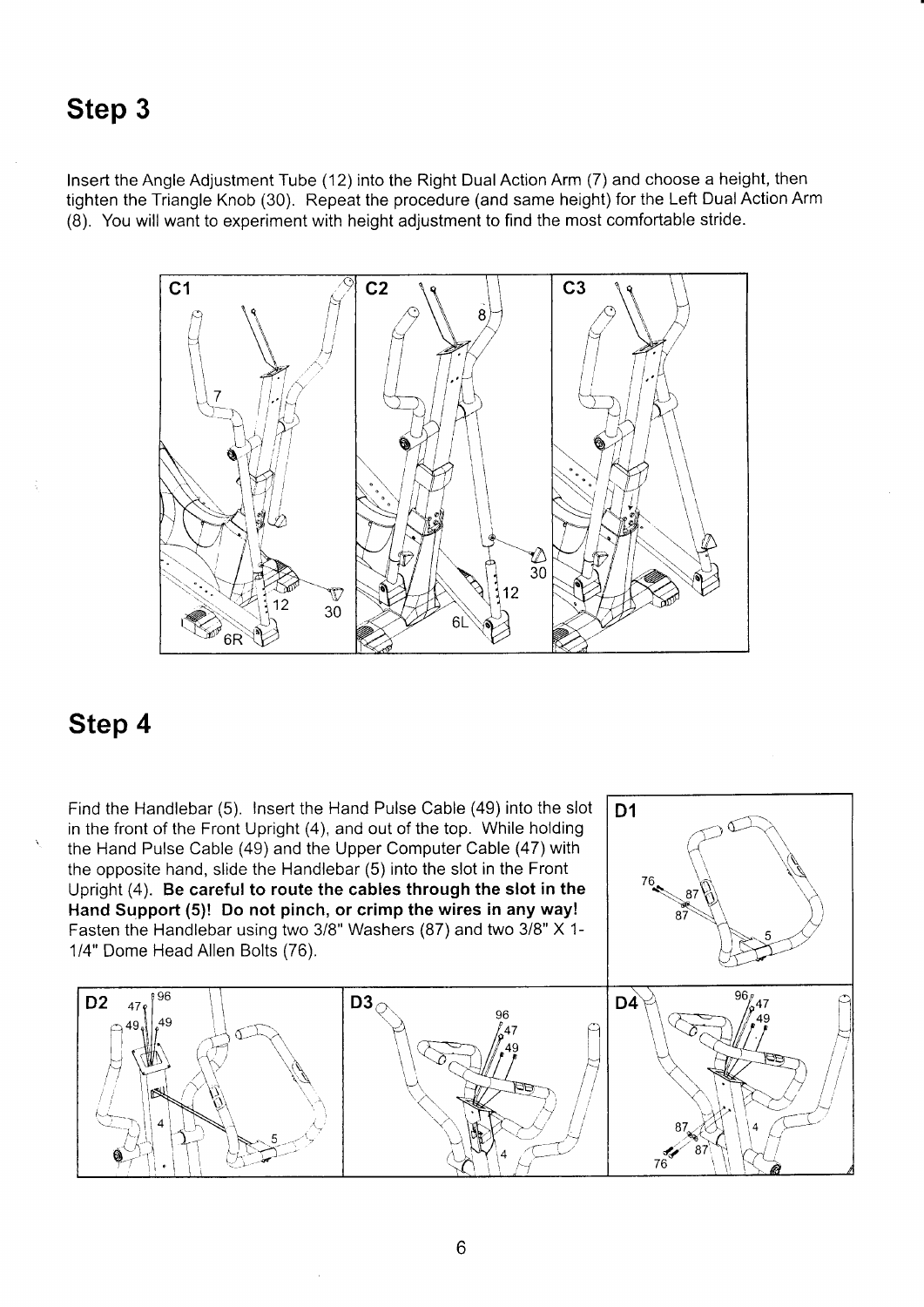## Step 3

Insert the Angle Adjustment Tube (12) into the Right Dual Action Arm (7) and choose a height, then tighten the Triangle Knob (30). Repeat the procedure (and same height) for the Left Dual Action Arm (8). You will want to experiment with height adjustment to find the most comfortable stride.

## Step 4

Find the Handlebar (5). Insert the Hand Pulse Cable (49) into the slot in the front of the Front Upright (4), and out of the top. While holding the Hand Pulse Cable (49) and the Upper Computer Cable (47) with the opposite hand, slide the Handlebar (5) into the slot in the Front Upright (4). **Be careful to route the cables through the slot in the Hand Support (5)! Do not pinch, or crimp the wires in any way!** Fasten the Handlebar using two 3/8" Washers (87) and two 3/8" X 1-1/4" Dome Head Allen Bolts (76).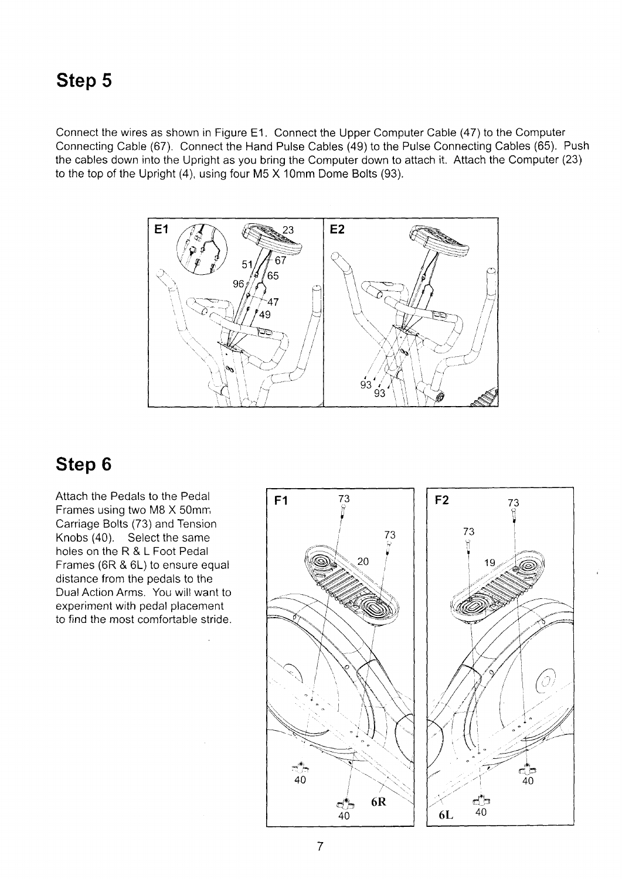## Step 5

Connect the wires as shown in Figure E1. Connect the Upper Computer Cable (47) to the Computer Connecting Cable (67). Connect the Hand Pulse Cables (49) to the Pulse Connecting Cables (65). Push the cables down into the Upright as you bring the Computer down to attach it. Attach the Computer (23) to the top of the Upright (4), using four M5 X 10mm Dome Bolts (93).

## Step 6

Attach the Pedals to the Pedal Frames using two M8 X 50mm Carriage Bolts (73) and Tension Knobs (40). Select the same holes on the R & L Foot Pedal Frames (6R & 6L) to ensure equal distance from the pedals to the Dual Action Arms. You will want to experiment with pedal placement to find the most comfortable stride.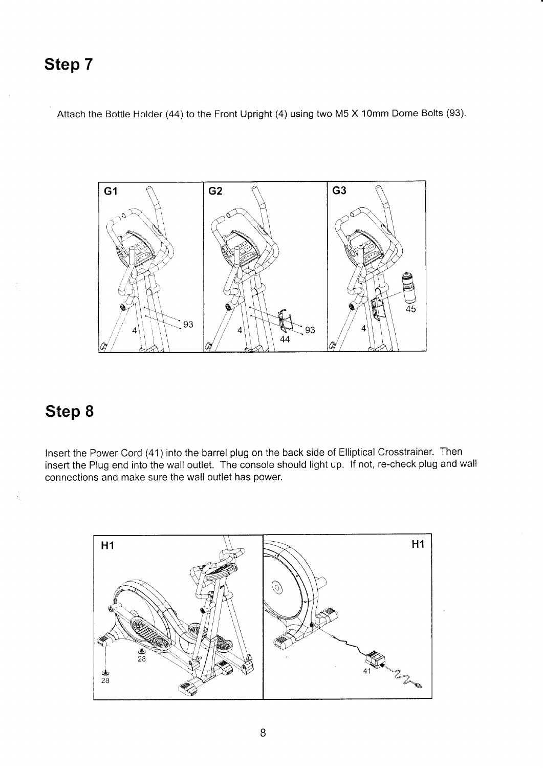# Step 7

Attach the Bottle Holder (44) to the Front Upright (4) using two M5 X 10mm Dome Bolts (93).

# Step 8

Insert the Power Cord (41) into the barrel plug on the back side of Elliptical Crosstrainer. Then insert the Plug end into the wall outlet. The console should light up. If not, re-check plug and wall connections and make sure the wall outlet has power.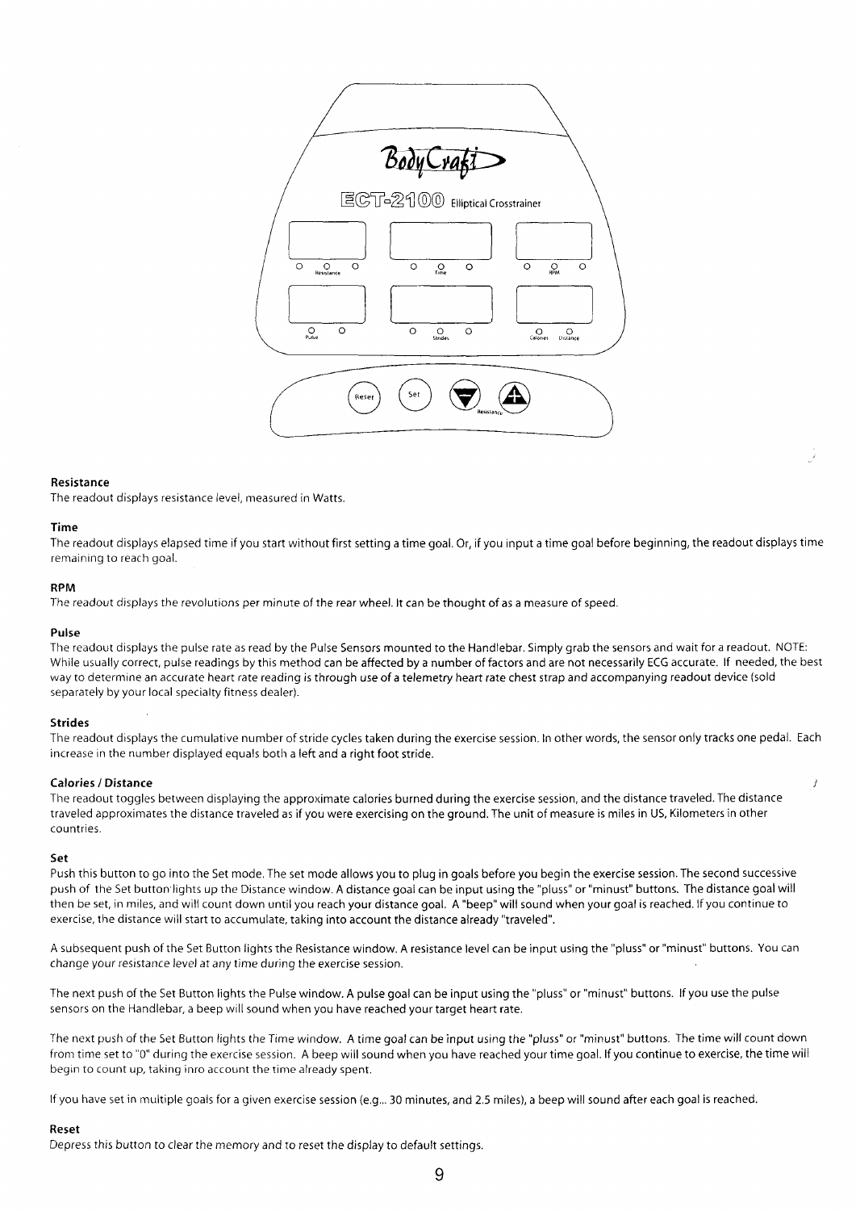## Resistance

The readout displays resistance level, measured in Watts.

## Time

The readout displays elapsed time if you start without first setting a time goal. Or, if you input a time goal before beginning, the readout displays time remaining to reach goal.

## RPM

The readout displays the revolutions per minute of the rear wheel. It can be thought of as a measure of speed.

## Pulse

The readout displays the pulse rate as read by the Pulse Sensors mounted to the Handlebar. Simply grab the sensors and wait for a readout. NOTE: While usually correct, pulse readings by this method can be affected by a number of factors and are not necessarily ECG accurate. If needed, the best way to determine an accurate heart rate reading is through use of a telemetry heart rate chest strap and accompanying readout device (sold separately by your local specialty fitness dealer).

## Strides

The readout displays the cumulative number of stride cycles taken during the exercise session. In other words, the sensor only tracks one pedal. Each increase in the number displayed equals both a left and a right foot stride.

## Calories / Distance

The readout toggles between displaying the approximate calories burned during the exercise session, and the distance traveled. The distance traveled approximates the distance traveled as if you were exercising on the ground. The unit of measure is miles in US, Kilometers in other countries.

## Set

Push this button to go into the Set mode. The set mode allows you to plug in goals before you begin the exercise session. The second successive push of the Set button lights up the Distance window. A distance goal can be input using the "pluss" or "minust" buttons. The distance goal will then be set, in miles, and will count down until you reach your distance goal. A "beep" will sound when your goal is reached. If you continue to exercise, the distance will start to accumulate, taking into account the distance already "traveled".

A subsequent push of the Set Button lights the Resistance window. A resistance level can be input using the "pluss" or "minust" buttons. You can change your resistance level at any time during the exercise session.

The next push of the Set Button lights the Pulse window. A pulse goal can be input using the "pluss" or "minust" buttons. If you use the pulse sensors on the Handlebar, a beep will sound when you have reached your target heart rate.

The next push of the Set Button lights the Time window. A time goal can be input using the "pluss" or "minust" buttons. The time will count down from time set to "0" during the exercise session. A beep will sound when you have reached your time goal. If you continue to exercise, the time will begin to count up, taking inro account the time already spent.

If you have set in multiple goals for a given exercise session (e.g... 30 minutes, and 2.5 miles), a beep will sound after each goal is reached.

## Reset

Depress this button to clear the memory and to reset the display to default settings.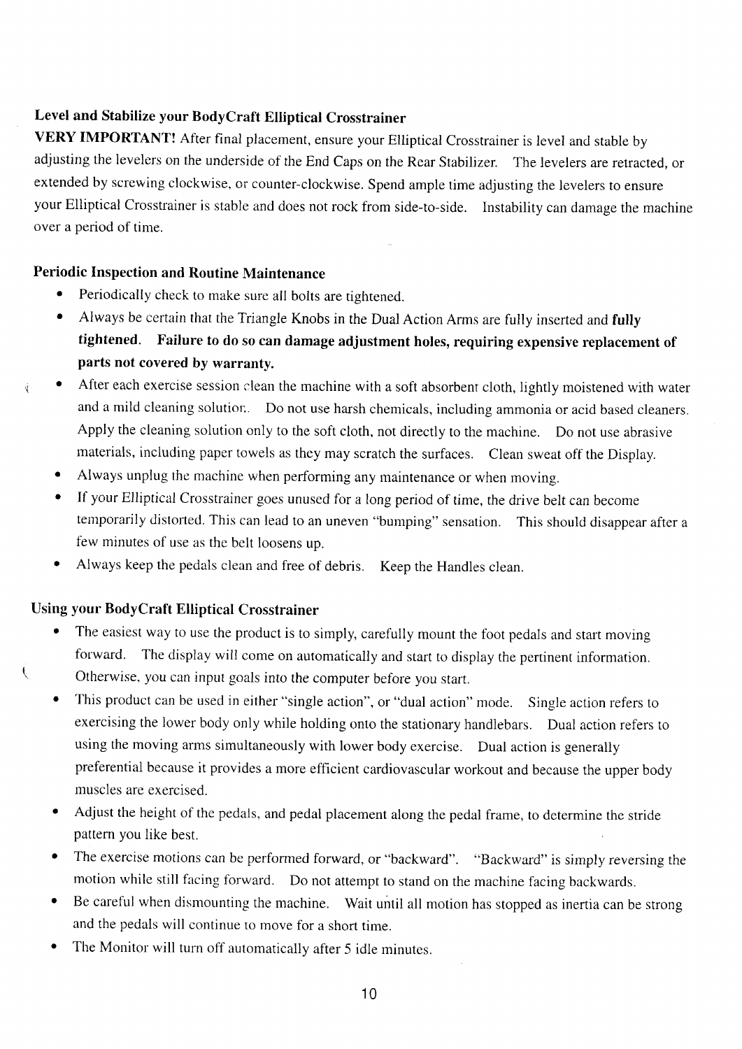### Level and Stabilize your BodyCraft Elliptical Crosstrainer

**VERY IMPORTANT!** After final placement, ensure your Elliptical Crosstrainer is level and stable by adjusting the levelers on the underside of the End Caps on the Rear Stabilizer. The levelers are retracted, or extended by screwing clockwise, or counter-clockwise. Spend ample time adjusting the levelers to ensure your Elliptical Crosstrainer is stable and does not rock from side-to-side. Instability can damage the machine over a period of time.

### Periodic Inspection and Routine Maintenance

- Periodically check to make sure all bolts are tightened.
- Always be certain that the Triangle Knobs in the Dual Action Arms are fully inserted and **fully tightened. Failure to do so can damage adjustment holes, requiring expensive replacement of parts not covered by warranty.**
- After each exercise session clean the machine with a soft absorbent cloth, lightly moistened with water and a mild cleaning solution. Do not use harsh chemicals, including ammonia or acid based cleaners. Apply the cleaning solution only to the soft cloth, not directly to the machine. Do not use abrasive materials, including paper towels as they may scratch the surfaces. Clean sweat off the Display.
- Always unplug the machine when performing any maintenance or when moving.
- If your Elliptical Crosstrainer goes unused for a long period of time, the drive belt can become temporarily distorted. This can lead to an uneven "bumping" sensation. This should disappear after a few minutes of use as the belt loosens up.
- Always keep the pedals clean and free of debris. Keep the Handles clean.

### Using your BodyCraft Elliptical Crosstrainer

- The easiest way to use the product is to simply, carefully mount the foot pedals and start moving forward. The display will come on automatically and start to display the pertinent information. Otherwise, you can input goals into the computer before you start.
- This product can be used in either "single action", or "dual action" mode. Single action refers to exercising the lower body only while holding onto the stationary handlebars. Dual action refers to using the moving arms simultaneously with lower body exercise. Dual action is generally preferential because it provides a more efficient cardiovascular workout and because the upper body muscles are exercised.
- Adjust the height of the pedals, and pedal placement along the pedal frame, to determine the stride pattern you like best.
- The exercise motions can be performed forward, or "backward". "Backward" is simply reversing the motion while still facing forward. Do not attempt to stand on the machine facing backwards.
- Be careful when dismounting the machine. Wait until all motion has stopped as inertia can be strong and the pedals will continue to move for a short time.
- The Monitor will turn off automatically after 5 idle minutes.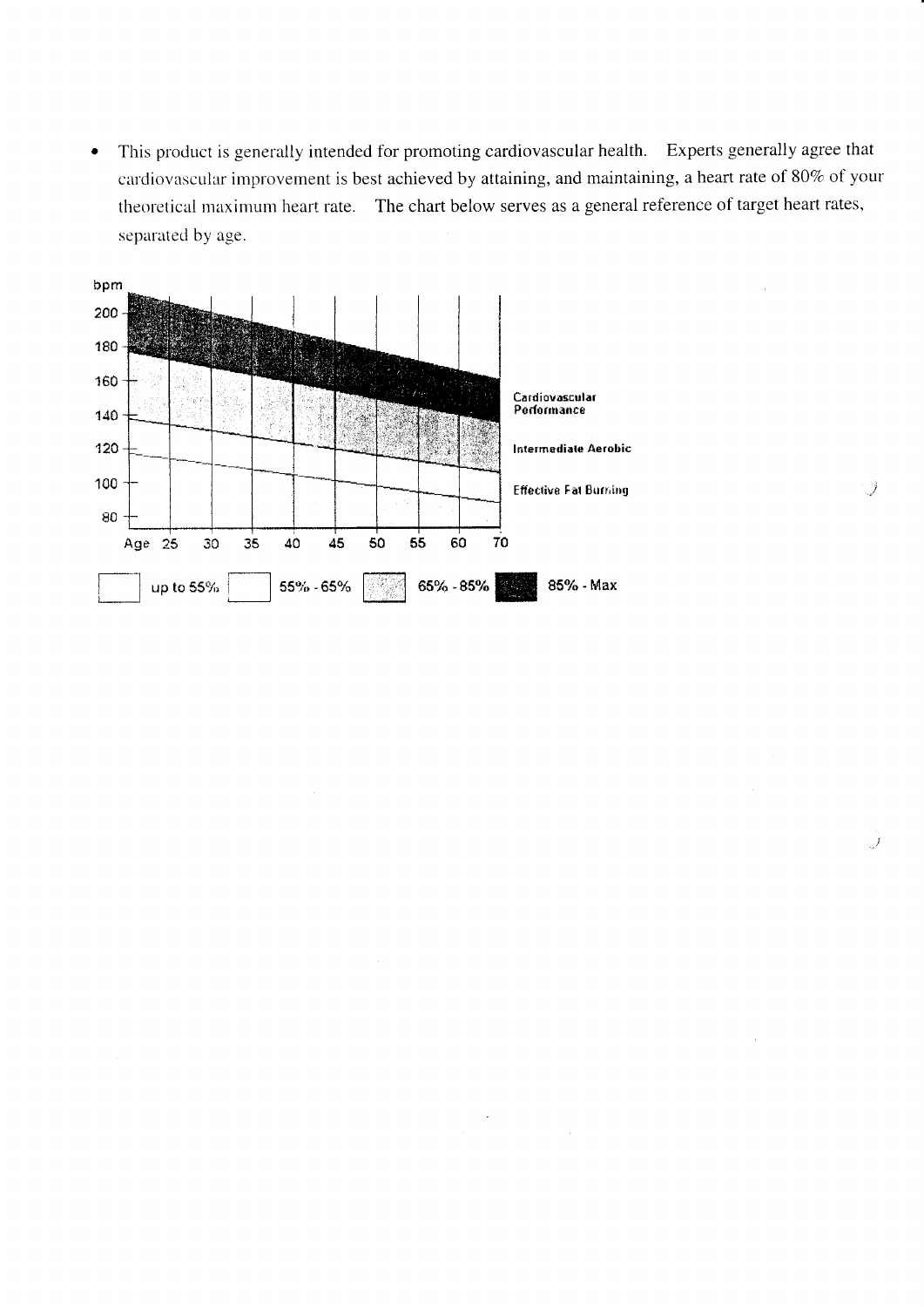- This product is generally intended for promoting cardiovascular health. Experts generally agree that cardiovascular improvement is best achieved by attaining, and maintaining, a heart rate of 80% of your theoretical maximum heart rate. The chart below serves as a general reference of target heart rates, separated by age.

bpm

200

180

160

140

120

100

80

Age 25 30 35 40 45 50 55 60 70

Cardiovascular Performance

Intermediate Aerobic

Effective Fat Burning

up to 55%

55% - 65%

65% - 85%

85% - Max